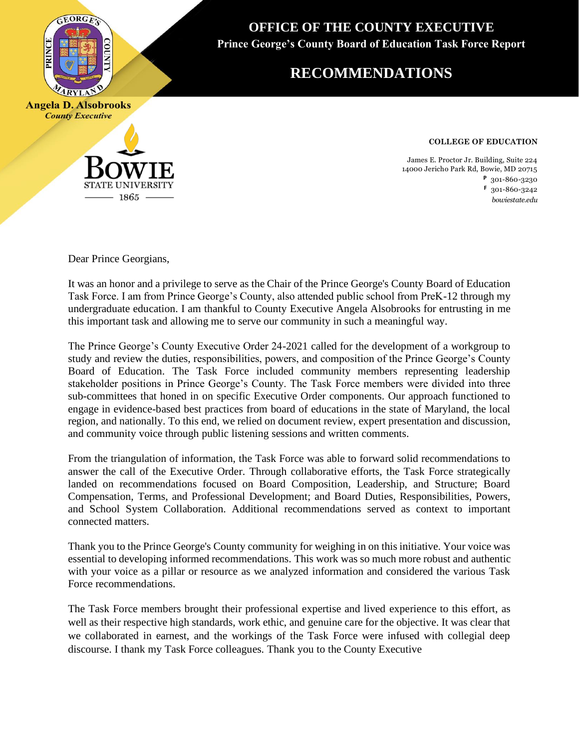# OFFICE OF THE COUNTY EXECUTIVE

**Prince George's County Board of Education Task Force Report**

## RECOMMENDATIONS

**Angela D. Alsobrooks**
*County Executive*

BOWIE STATE UNIVERSITY
1865

**COLLEGE OF EDUCATION**

James E. Proctor Jr. Building, Suite 224
14000 Jericho Park Rd, Bowie, MD 20715
P 301-860-3230
F 301-860-3242
*bowiestate.edu*

Dear Prince Georgians,

It was an honor and a privilege to serve as the Chair of the Prince George's County Board of Education Task Force. I am from Prince George's County, also attended public school from PreK-12 through my undergraduate education. I am thankful to County Executive Angela Alsobrooks for entrusting in me this important task and allowing me to serve our community in such a meaningful way.

The Prince George's County Executive Order 24-2021 called for the development of a workgroup to study and review the duties, responsibilities, powers, and composition of the Prince George's County Board of Education. The Task Force included community members representing leadership stakeholder positions in Prince George's County. The Task Force members were divided into three sub-committees that honed in on specific Executive Order components. Our approach functioned to engage in evidence-based best practices from board of educations in the state of Maryland, the local region, and nationally. To this end, we relied on document review, expert presentation and discussion, and community voice through public listening sessions and written comments.

From the triangulation of information, the Task Force was able to forward solid recommendations to answer the call of the Executive Order. Through collaborative efforts, the Task Force strategically landed on recommendations focused on Board Composition, Leadership, and Structure; Board Compensation, Terms, and Professional Development; and Board Duties, Responsibilities, Powers, and School System Collaboration. Additional recommendations served as context to important connected matters.

Thank you to the Prince George's County community for weighing in on this initiative. Your voice was essential to developing informed recommendations. This work was so much more robust and authentic with your voice as a pillar or resource as we analyzed information and considered the various Task Force recommendations.

The Task Force members brought their professional expertise and lived experience to this effort, as well as their respective high standards, work ethic, and genuine care for the objective. It was clear that we collaborated in earnest, and the workings of the Task Force were infused with collegial deep discourse. I thank my Task Force colleagues. Thank you to the County Executive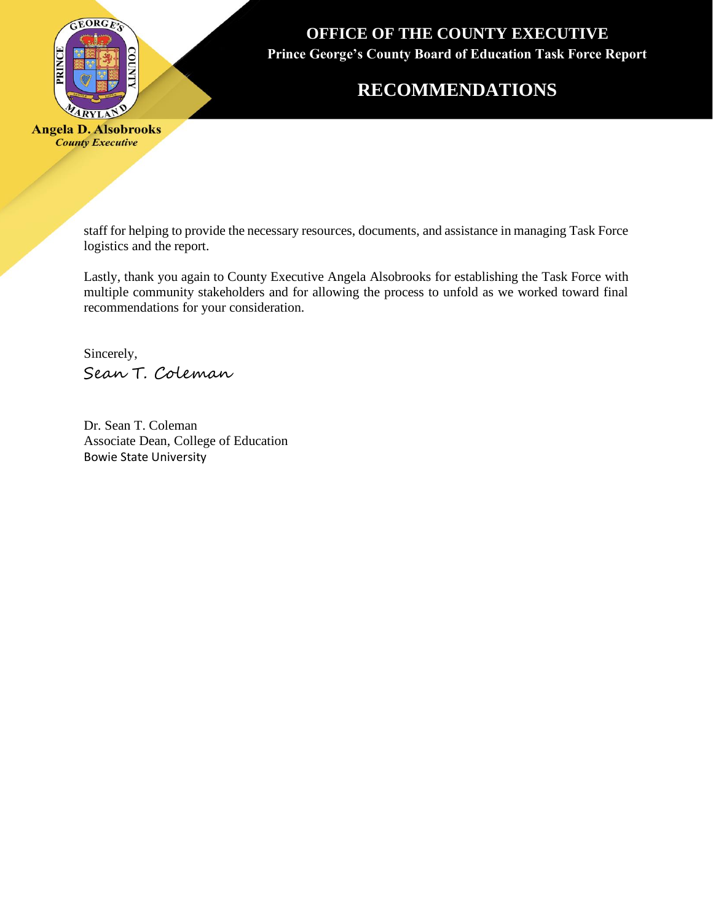staff for helping to provide the necessary resources, documents, and assistance in managing Task Force logistics and the report.

Lastly, thank you again to County Executive Angela Alsobrooks for establishing the Task Force with multiple community stakeholders and for allowing the process to unfold as we worked toward final recommendations for your consideration.

Sincerely,

*Sean T. Coleman*

Dr. Sean T. Coleman
Associate Dean, College of Education
Bowie State University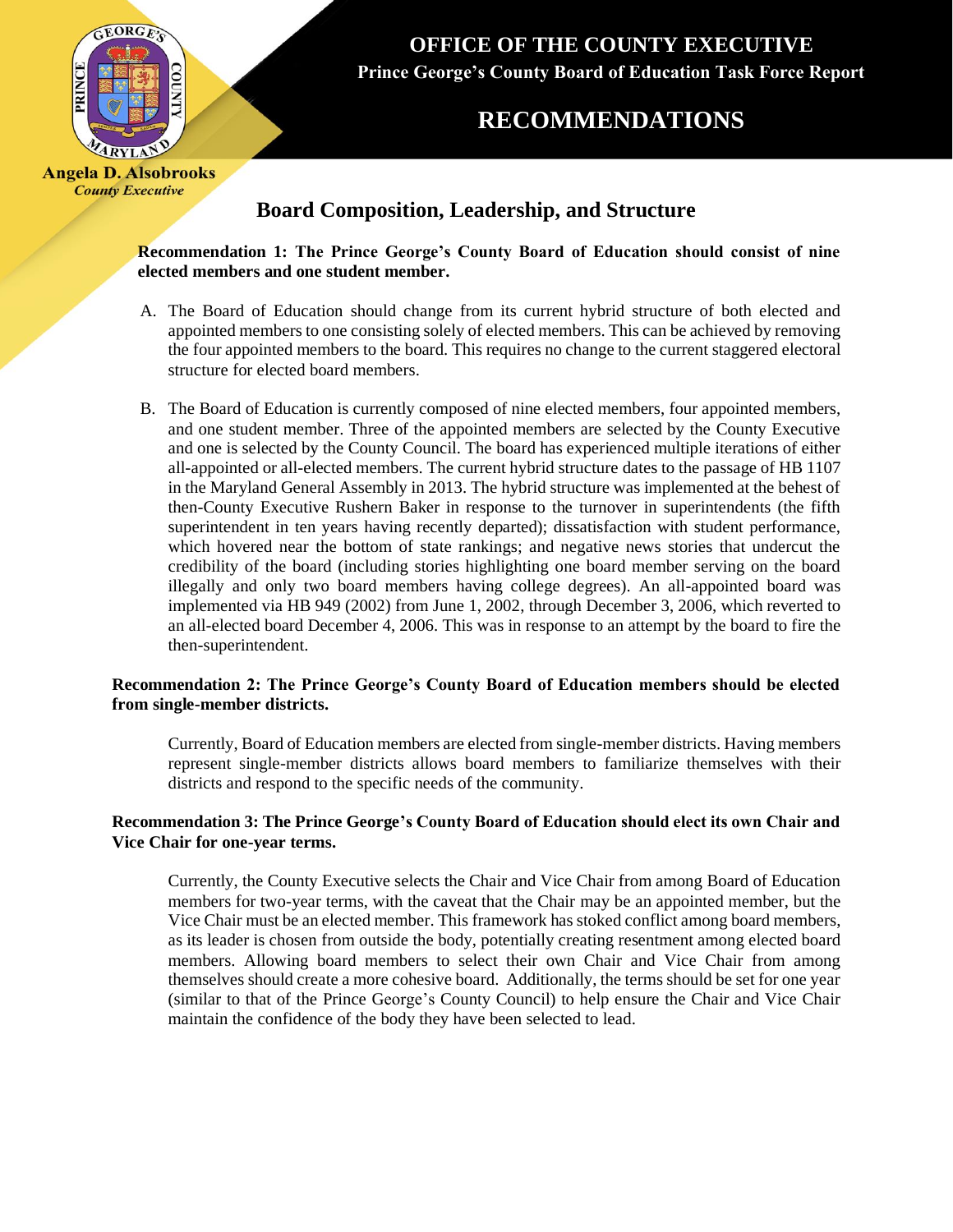## Board Composition, Leadership, and Structure

**Recommendation 1: The Prince George's County Board of Education should consist of nine elected members and one student member.**

A. The Board of Education should change from its current hybrid structure of both elected and appointed members to one consisting solely of elected members. This can be achieved by removing the four appointed members to the board. This requires no change to the current staggered electoral structure for elected board members.

B. The Board of Education is currently composed of nine elected members, four appointed members, and one student member. Three of the appointed members are selected by the County Executive and one is selected by the County Council. The board has experienced multiple iterations of either all-appointed or all-elected members. The current hybrid structure dates to the passage of HB 1107 in the Maryland General Assembly in 2013. The hybrid structure was implemented at the behest of then-County Executive Rushern Baker in response to the turnover in superintendents (the fifth superintendent in ten years having recently departed); dissatisfaction with student performance, which hovered near the bottom of state rankings; and negative news stories that undercut the credibility of the board (including stories highlighting one board member serving on the board illegally and only two board members having college degrees). An all-appointed board was implemented via HB 949 (2002) from June 1, 2002, through December 3, 2006, which reverted to an all-elected board December 4, 2006. This was in response to an attempt by the board to fire the then-superintendent.

**Recommendation 2: The Prince George's County Board of Education members should be elected from single-member districts.**

Currently, Board of Education members are elected from single-member districts. Having members represent single-member districts allows board members to familiarize themselves with their districts and respond to the specific needs of the community.

**Recommendation 3: The Prince George's County Board of Education should elect its own Chair and Vice Chair for one-year terms.**

Currently, the County Executive selects the Chair and Vice Chair from among Board of Education members for two-year terms, with the caveat that the Chair may be an appointed member, but the Vice Chair must be an elected member. This framework has stoked conflict among board members, as its leader is chosen from outside the body, potentially creating resentment among elected board members. Allowing board members to select their own Chair and Vice Chair from among themselves should create a more cohesive board. Additionally, the terms should be set for one year (similar to that of the Prince George's County Council) to help ensure the Chair and Vice Chair maintain the confidence of the body they have been selected to lead.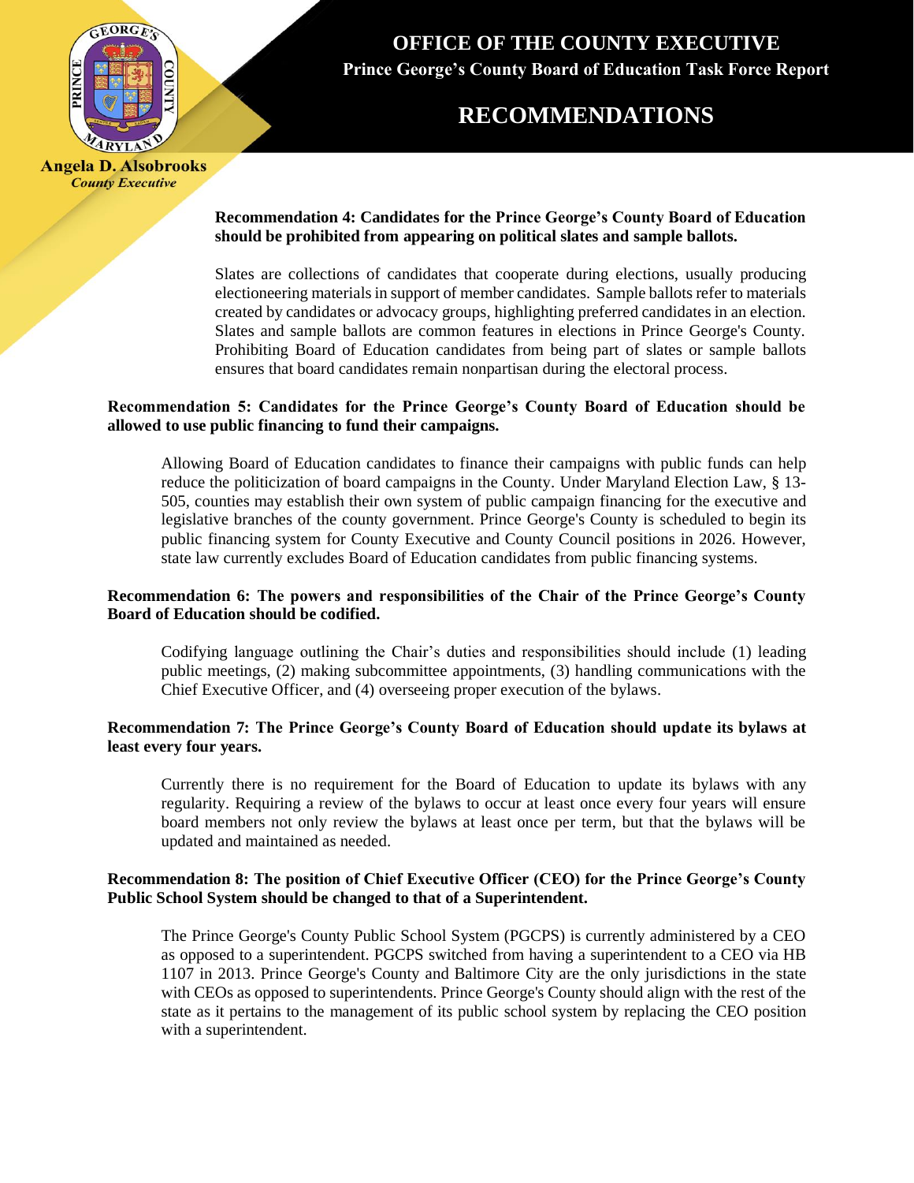**Recommendation 4: Candidates for the Prince George's County Board of Education should be prohibited from appearing on political slates and sample ballots.**

Slates are collections of candidates that cooperate during elections, usually producing electioneering materials in support of member candidates. Sample ballots refer to materials created by candidates or advocacy groups, highlighting preferred candidates in an election. Slates and sample ballots are common features in elections in Prince George's County. Prohibiting Board of Education candidates from being part of slates or sample ballots ensures that board candidates remain nonpartisan during the electoral process.

**Recommendation 5: Candidates for the Prince George's County Board of Education should be allowed to use public financing to fund their campaigns.**

Allowing Board of Education candidates to finance their campaigns with public funds can help reduce the politicization of board campaigns in the County. Under Maryland Election Law, § 13-505, counties may establish their own system of public campaign financing for the executive and legislative branches of the county government. Prince George's County is scheduled to begin its public financing system for County Executive and County Council positions in 2026. However, state law currently excludes Board of Education candidates from public financing systems.

**Recommendation 6: The powers and responsibilities of the Chair of the Prince George's County Board of Education should be codified.**

Codifying language outlining the Chair's duties and responsibilities should include (1) leading public meetings, (2) making subcommittee appointments, (3) handling communications with the Chief Executive Officer, and (4) overseeing proper execution of the bylaws.

**Recommendation 7: The Prince George's County Board of Education should update its bylaws at least every four years.**

Currently there is no requirement for the Board of Education to update its bylaws with any regularity. Requiring a review of the bylaws to occur at least once every four years will ensure board members not only review the bylaws at least once per term, but that the bylaws will be updated and maintained as needed.

**Recommendation 8: The position of Chief Executive Officer (CEO) for the Prince George's County Public School System should be changed to that of a Superintendent.**

The Prince George's County Public School System (PGCPS) is currently administered by a CEO as opposed to a superintendent. PGCPS switched from having a superintendent to a CEO via HB 1107 in 2013. Prince George's County and Baltimore City are the only jurisdictions in the state with CEOs as opposed to superintendents. Prince George's County should align with the rest of the state as it pertains to the management of its public school system by replacing the CEO position with a superintendent.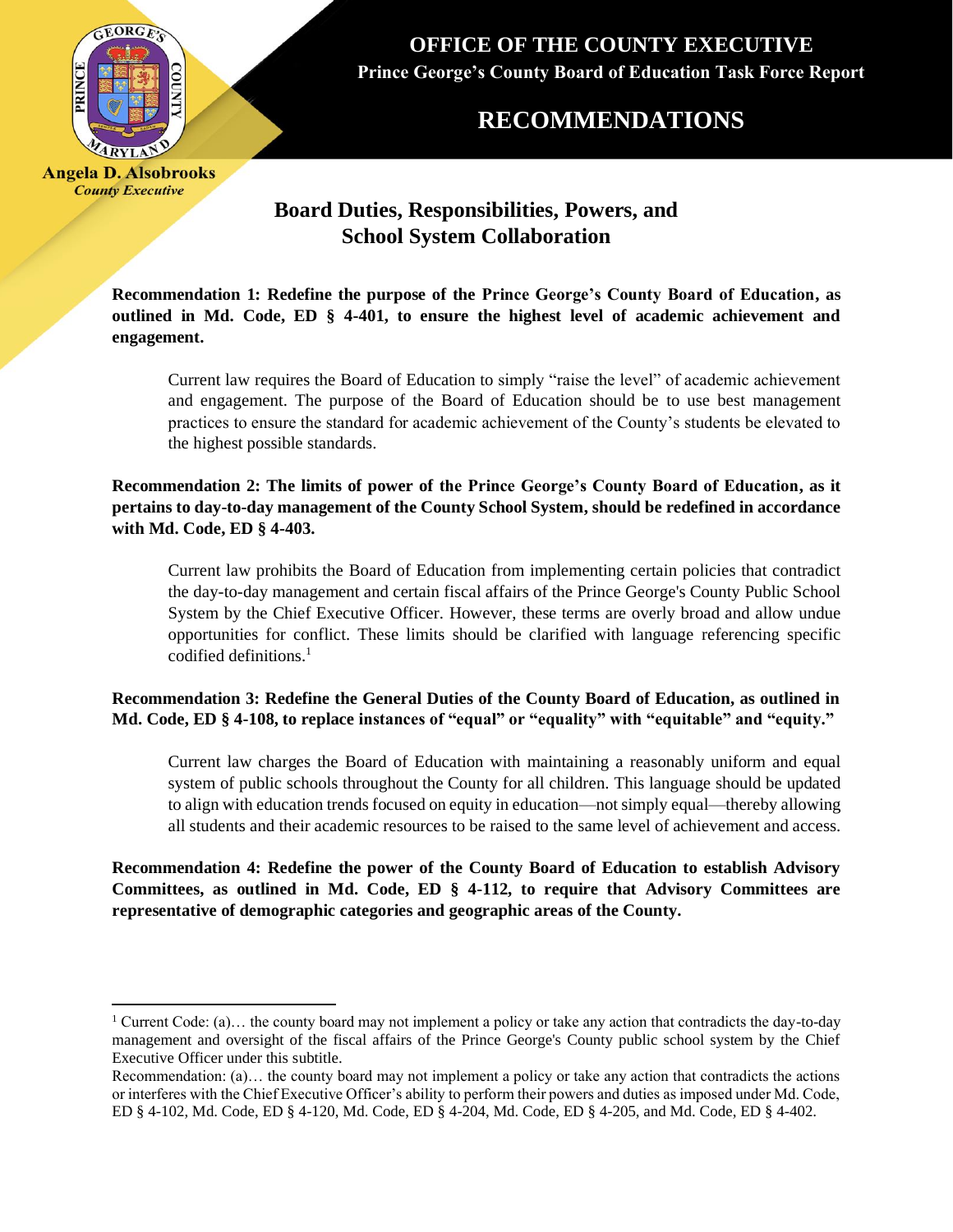**OFFICE OF THE COUNTY EXECUTIVE**

**Prince George's County Board of Education Task Force Report**

**Angela D. Alsobrooks**
*County Executive*

# RECOMMENDATIONS

## Board Duties, Responsibilities, Powers, and School System Collaboration

**Recommendation 1: Redefine the purpose of the Prince George's County Board of Education, as outlined in Md. Code, ED § 4-401, to ensure the highest level of academic achievement and engagement.**

> Current law requires the Board of Education to simply "raise the level" of academic achievement and engagement. The purpose of the Board of Education should be to use best management practices to ensure the standard for academic achievement of the County's students be elevated to the highest possible standards.

**Recommendation 2: The limits of power of the Prince George's County Board of Education, as it pertains to day-to-day management of the County School System, should be redefined in accordance with Md. Code, ED § 4-403.**

> Current law prohibits the Board of Education from implementing certain policies that contradict the day-to-day management and certain fiscal affairs of the Prince George's County Public School System by the Chief Executive Officer. However, these terms are overly broad and allow undue opportunities for conflict. These limits should be clarified with language referencing specific codified definitions.[1]

**Recommendation 3: Redefine the General Duties of the County Board of Education, as outlined in Md. Code, ED § 4-108, to replace instances of "equal" or "equality" with "equitable" and "equity."**

> Current law charges the Board of Education with maintaining a reasonably uniform and equal system of public schools throughout the County for all children. This language should be updated to align with education trends focused on equity in education—not simply equal—thereby allowing all students and their academic resources to be raised to the same level of achievement and access.

**Recommendation 4: Redefine the power of the County Board of Education to establish Advisory Committees, as outlined in Md. Code, ED § 4-112, to require that Advisory Committees are representative of demographic categories and geographic areas of the County.**

---

[1] Current Code: (a)… the county board may not implement a policy or take any action that contradicts the day-to-day management and oversight of the fiscal affairs of the Prince George's County public school system by the Chief Executive Officer under this subtitle.

Recommendation: (a)… the county board may not implement a policy or take any action that contradicts the actions or interferes with the Chief Executive Officer's ability to perform their powers and duties as imposed under Md. Code, ED § 4-102, Md. Code, ED § 4-120, Md. Code, ED § 4-204, Md. Code, ED § 4-205, and Md. Code, ED § 4-402.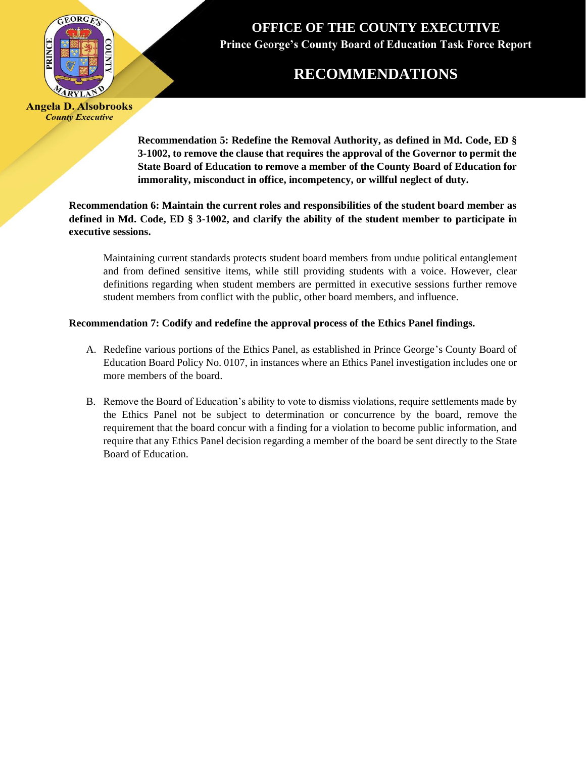**Recommendation 5: Redefine the Removal Authority, as defined in Md. Code, ED § 3-1002, to remove the clause that requires the approval of the Governor to permit the State Board of Education to remove a member of the County Board of Education for immorality, misconduct in office, incompetency, or willful neglect of duty.**

**Recommendation 6: Maintain the current roles and responsibilities of the student board member as defined in Md. Code, ED § 3-1002, and clarify the ability of the student member to participate in executive sessions.**

Maintaining current standards protects student board members from undue political entanglement and from defined sensitive items, while still providing students with a voice. However, clear definitions regarding when student members are permitted in executive sessions further remove student members from conflict with the public, other board members, and influence.

**Recommendation 7: Codify and redefine the approval process of the Ethics Panel findings.**

A. Redefine various portions of the Ethics Panel, as established in Prince George's County Board of Education Board Policy No. 0107, in instances where an Ethics Panel investigation includes one or more members of the board.

B. Remove the Board of Education's ability to vote to dismiss violations, require settlements made by the Ethics Panel not be subject to determination or concurrence by the board, remove the requirement that the board concur with a finding for a violation to become public information, and require that any Ethics Panel decision regarding a member of the board be sent directly to the State Board of Education.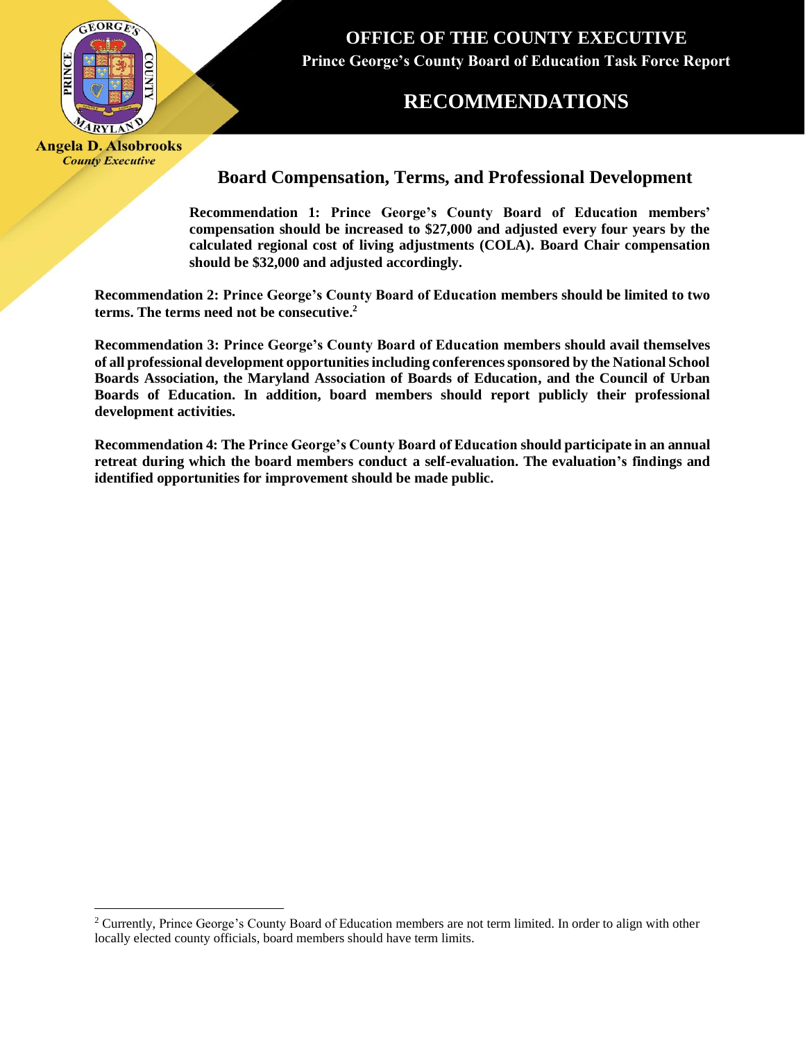# RECOMMENDATIONS

## Board Compensation, Terms, and Professional Development

**Recommendation 1: Prince George's County Board of Education members' compensation should be increased to $27,000 and adjusted every four years by the calculated regional cost of living adjustments (COLA). Board Chair compensation should be $32,000 and adjusted accordingly.**

**Recommendation 2: Prince George's County Board of Education members should be limited to two terms. The terms need not be consecutive.[2]**

**Recommendation 3: Prince George's County Board of Education members should avail themselves of all professional development opportunities including conferences sponsored by the National School Boards Association, the Maryland Association of Boards of Education, and the Council of Urban Boards of Education. In addition, board members should report publicly their professional development activities.**

**Recommendation 4: The Prince George's County Board of Education should participate in an annual retreat during which the board members conduct a self-evaluation. The evaluation's findings and identified opportunities for improvement should be made public.**

---

[2] Currently, Prince George's County Board of Education members are not term limited. In order to align with other locally elected county officials, board members should have term limits.